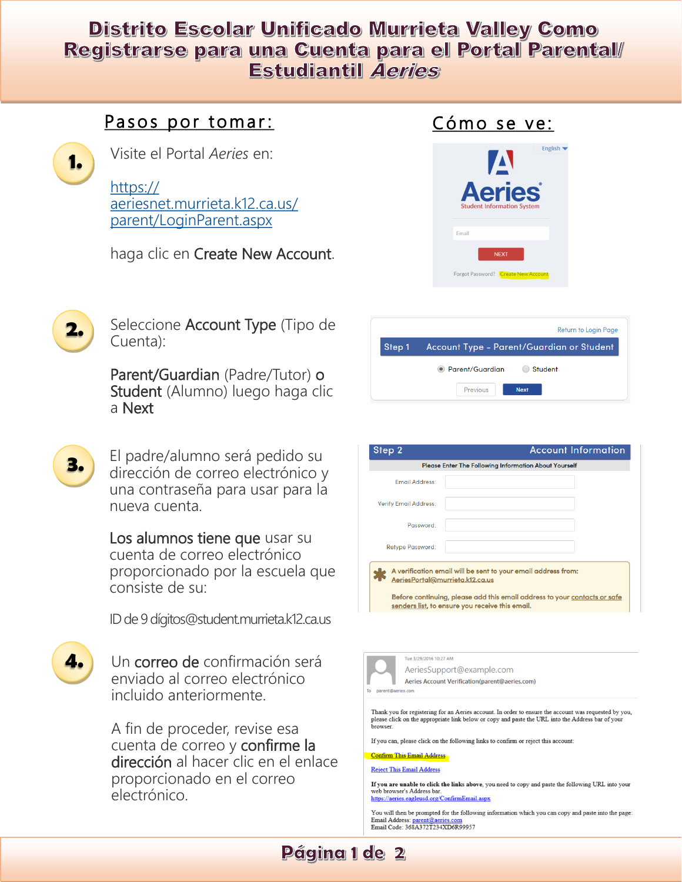# Distrito Escolar Unificado Murrieta Valley Como Registrarse para una Cuenta para el Portal Parental/ Estudiantil *Aeries*

## Pasos por tomar:

## Cómo se ve:

**1.** Visite el Portal *Aeries* en:

https://aeriesnet.murrieta.k12.ca.us/parent/LoginParent.aspx

haga clic en **Create New Account**.

English

Aeries
Student Information System

Email

NEXT

Forgot Password? Create New Account

**2.** Seleccione **Account Type** (Tipo de Cuenta):

**Parent/Guardian** (Padre/Tutor) **o Student** (Alumno) luego haga clic a **Next**

Return to Login Page

Step 1 Account Type - Parent/Guardian or Student

Parent/Guardian Student

Previous Next

**3.** El padre/alumno será pedido su dirección de correo electrónico y una contraseña para usar para la nueva cuenta.

**Los alumnos tiene que** usar su cuenta de correo electrónico proporcionado por la escuela que consiste de su:

ID de 9 dígitos@student.murrieta.k12.ca.us

Step 2 Account Information

Please Enter The Following Information About Yourself

Email Address:

Verify Email Address:

Password:

Retype Password:

* A verification email will be sent to your email address from: AeriesPortal@murrieta.k12.ca.us

Before continuing, please add this email address to your contacts or safe senders list, to ensure you receive this email.

**4.** Un **correo de** confirmación será enviado al correo electrónico incluido anteriormente.

A fin de proceder, revise esa cuenta de correo y **confirme la dirección** al hacer clic en el enlace proporcionado en el correo electrónico.

Tue 3/29/2016 10:27 AM

AeriesSupport@example.com

Aeries Account Verification(parent@aeries.com)

To parent@aeries.com

Thank you for registering for an Aeries account. In order to ensure the account was requested by you, please click on the appropriate link below or copy and paste the URL into the Address bar of your browser.

If you can, please click on the following links to confirm or reject this account:

Confirm This Email Address

Reject This Email Address

**If you are unable to click the links above**, you need to copy and paste the following URL into your web browser's Address bar.
https://aeries.eagleusd.org/ConfirmEmail.aspx

You will then be prompted for the following information which you can copy and paste into the page:
Email Address: parent@aeries.com
Email Code: 368A372T234XD6R99957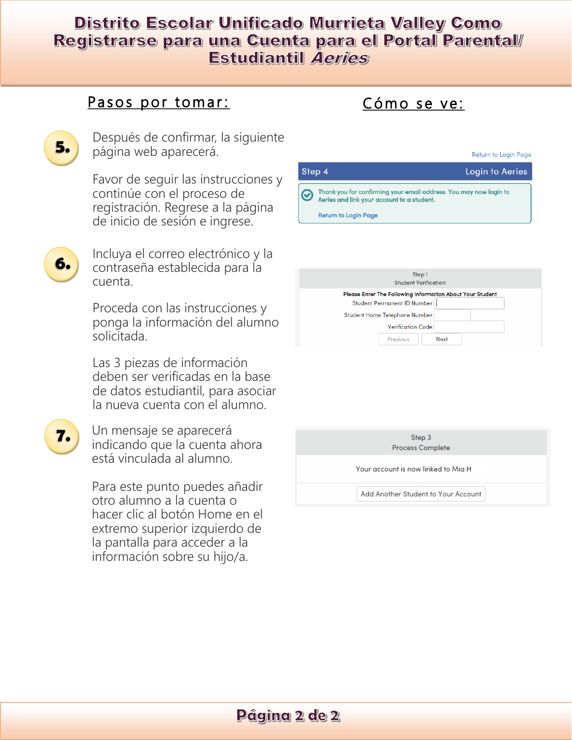# Distrito Escolar Unificado Murrieta Valley Como Registrarse para una Cuenta para el Portal Parental/ Estudiantil *Aeries*

## Pasos por tomar:

## Cómo se ve:

**5.** Después de confirmar, la siguiente página web aparecerá.

Favor de seguir las instrucciones y continúe con el proceso de registración. Regrese a la página de inicio de sesión e ingrese.

Return to Login Page

Step 4 Login to Aeries

Thank you for confirming your email address. You may now login to Aeries and link your account to a student.

Return to Login Page

**6.** Incluya el correo electrónico y la contraseña establecida para la cuenta.

Proceda con las instrucciones y ponga la información del alumno solicitada.

Las 3 piezas de información deben ser verificadas en la base de datos estudiantil, para asociar la nueva cuenta con el alumno.

Step 1
Student Verification

Please Enter The Following Information About Your Student

Student Permanent ID Number:

Student Home Telephone Number:

Verification Code:

Previous Next

**7.** Un mensaje se aparecerá indicando que la cuenta ahora está vinculada al alumno.

Para este punto puedes añadir otro alumno a la cuenta o hacer clic al botón Home en el extremo superior izquierdo de la pantalla para acceder a la información sobre su hijo/a.

Step 3
Process Complete

Your account is now linked to Mia H

Add Another Student to Your Account